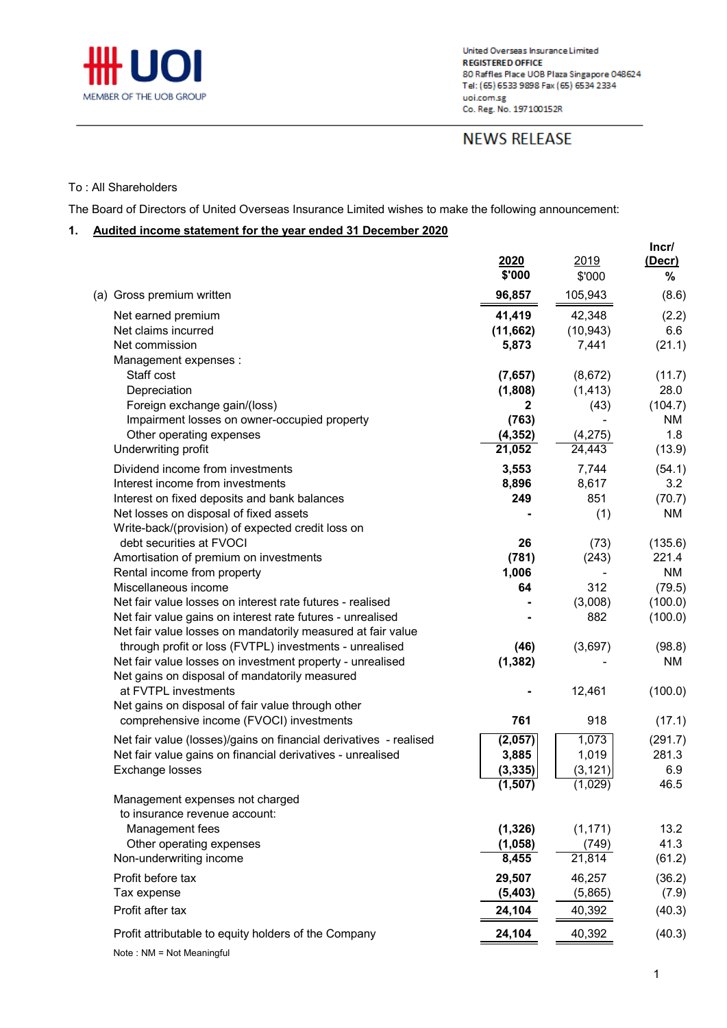United Overseas Insurance Limited
**REGISTERED OFFICE**
80 Raffles Place UOB Plaza Singapore 048624
Tel: (65) 6533 9898 Fax (65) 6534 2334
uoi.com.sg
Co. Reg. No. 197100152R

UOI MEMBER OF THE UOB GROUP

# NEWS RELEASE

To : All Shareholders

The Board of Directors of United Overseas Insurance Limited wishes to make the following announcement:

## 1. Audited income statement for the year ended 31 December 2020

| | 2020 $'000 | 2019 $'000 | Incr/ (Decr) % |
|---|---|---|---|
| (a) Gross premium written | **96,857** | 105,943 | (8.6) |
| Net earned premium | **41,419** | 42,348 | (2.2) |
| Net claims incurred | **(11,662)** | (10,943) | 6.6 |
| Net commission | **5,873** | 7,441 | (21.1) |
| Management expenses : | | | |
| Staff cost | **(7,657)** | (8,672) | (11.7) |
| Depreciation | **(1,808)** | (1,413) | 28.0 |
| Foreign exchange gain/(loss) | **2** | (43) | (104.7) |
| Impairment losses on owner-occupied property | **(763)** | - | NM |
| Other operating expenses | **(4,352)** | (4,275) | 1.8 |
| Underwriting profit | **21,052** | 24,443 | (13.9) |
| Dividend income from investments | **3,553** | 7,744 | (54.1) |
| Interest income from investments | **8,896** | 8,617 | 3.2 |
| Interest on fixed deposits and bank balances | **249** | 851 | (70.7) |
| Net losses on disposal of fixed assets | **-** | (1) | NM |
| Write-back/(provision) of expected credit loss on debt securities at FVOCI | **26** | (73) | (135.6) |
| Amortisation of premium on investments | **(781)** | (243) | 221.4 |
| Rental income from property | **1,006** | - | NM |
| Miscellaneous income | **64** | 312 | (79.5) |
| Net fair value losses on interest rate futures - realised | **-** | (3,008) | (100.0) |
| Net fair value gains on interest rate futures - unrealised | **-** | 882 | (100.0) |
| Net fair value losses on mandatorily measured at fair value through profit or loss (FVTPL) investments - unrealised | **(46)** | (3,697) | (98.8) |
| Net fair value losses on investment property - unrealised | **(1,382)** | - | NM |
| Net gains on disposal of mandatorily measured at FVTPL investments | **-** | 12,461 | (100.0) |
| Net gains on disposal of fair value through other comprehensive income (FVOCI) investments | **761** | 918 | (17.1) |
| Net fair value (losses)/gains on financial derivatives - realised | **(2,057)** | 1,073 | (291.7) |
| Net fair value gains on financial derivatives - unrealised | **3,885** | 1,019 | 281.3 |
| Exchange losses | **(3,335)** | (3,121) | 6.9 |
| | **(1,507)** | (1,029) | 46.5 |
| Management expenses not charged to insurance revenue account: | | | |
| Management fees | **(1,326)** | (1,171) | 13.2 |
| Other operating expenses | **(1,058)** | (749) | 41.3 |
| Non-underwriting income | **8,455** | 21,814 | (61.2) |
| Profit before tax | **29,507** | 46,257 | (36.2) |
| Tax expense | **(5,403)** | (5,865) | (7.9) |
| Profit after tax | **24,104** | 40,392 | (40.3) |
| Profit attributable to equity holders of the Company | **24,104** | 40,392 | (40.3) |

Note : NM = Not Meaningful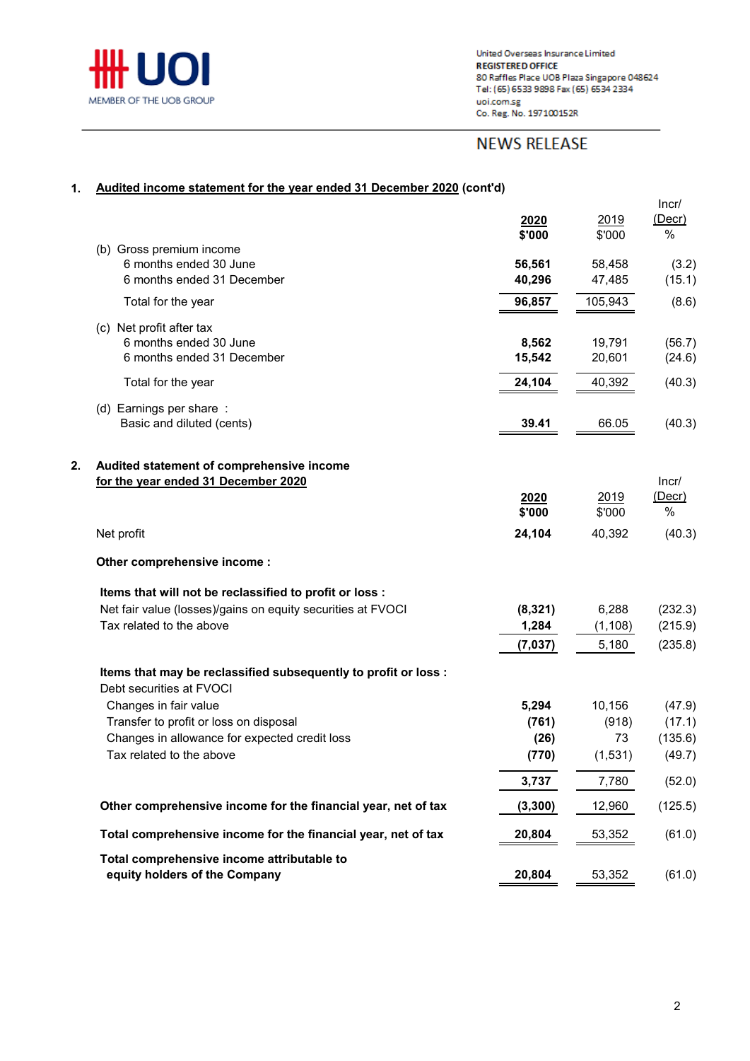**United Overseas Insurance Limited**
**REGISTERED OFFICE**
80 Raffles Place UOB Plaza Singapore 048624
Tel: (65) 6533 9898 Fax (65) 6534 2334
uoi.com.sg
Co. Reg. No. 197100152R

NEWS RELEASE

## 1. Audited income statement for the year ended 31 December 2020 (cont'd)

| | **2020** $'000 | 2019 $'000 | Incr/ (Decr) % |
|---|---|---|---|
| (b) Gross premium income | | | |
| 6 months ended 30 June | **56,561** | 58,458 | (3.2) |
| 6 months ended 31 December | **40,296** | 47,485 | (15.1) |
| Total for the year | **96,857** | 105,943 | (8.6) |
| (c) Net profit after tax | | | |
| 6 months ended 30 June | **8,562** | 19,791 | (56.7) |
| 6 months ended 31 December | **15,542** | 20,601 | (24.6) |
| Total for the year | **24,104** | 40,392 | (40.3) |
| (d) Earnings per share : | | | |
| Basic and diluted (cents) | **39.41** | 66.05 | (40.3) |

## 2. Audited statement of comprehensive income for the year ended 31 December 2020

| | **2020** $'000 | 2019 $'000 | Incr/ (Decr) % |
|---|---|---|---|
| Net profit | **24,104** | 40,392 | (40.3) |
| **Other comprehensive income :** | | | |
| **Items that will not be reclassified to profit or loss :** | | | |
| Net fair value (losses)/gains on equity securities at FVOCI | **(8,321)** | 6,288 | (232.3) |
| Tax related to the above | **1,284** | (1,108) | (215.9) |
| | **(7,037)** | 5,180 | (235.8) |
| **Items that may be reclassified subsequently to profit or loss :** | | | |
| Debt securities at FVOCI | | | |
| Changes in fair value | **5,294** | 10,156 | (47.9) |
| Transfer to profit or loss on disposal | **(761)** | (918) | (17.1) |
| Changes in allowance for expected credit loss | **(26)** | 73 | (135.6) |
| Tax related to the above | **(770)** | (1,531) | (49.7) |
| | **3,737** | 7,780 | (52.0) |
| **Other comprehensive income for the financial year, net of tax** | **(3,300)** | 12,960 | (125.5) |
| **Total comprehensive income for the financial year, net of tax** | **20,804** | 53,352 | (61.0) |
| **Total comprehensive income attributable to equity holders of the Company** | **20,804** | 53,352 | (61.0) |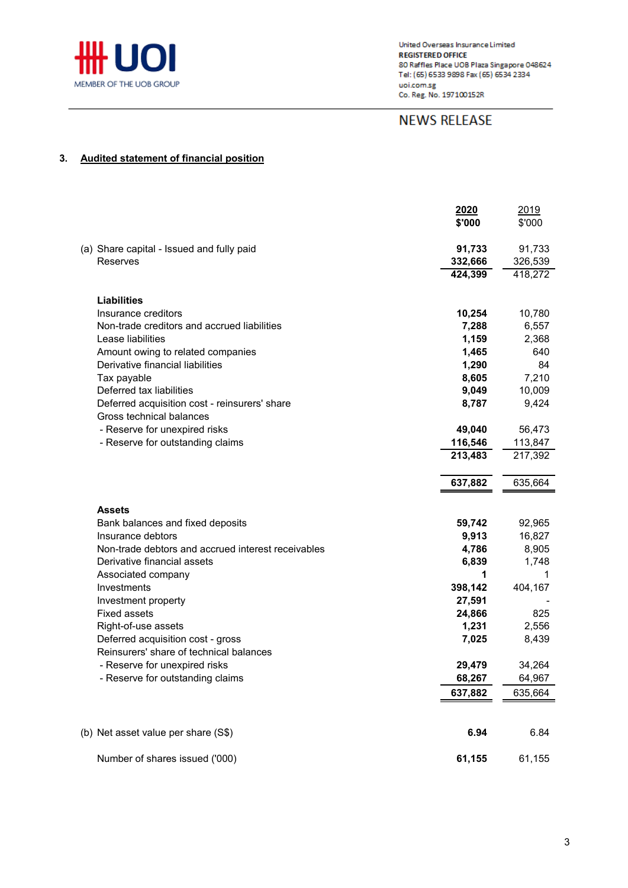### 3. Audited statement of financial position

| | **2020** | 2019 |
|---|---|---|
| | **$'000** | $'000 |
| (a) Share capital - Issued and fully paid | **91,733** | 91,733 |
| Reserves | **332,666** | 326,539 |
| | **424,399** | 418,272 |
| **Liabilities** | | |
| Insurance creditors | **10,254** | 10,780 |
| Non-trade creditors and accrued liabilities | **7,288** | 6,557 |
| Lease liabilities | **1,159** | 2,368 |
| Amount owing to related companies | **1,465** | 640 |
| Derivative financial liabilities | **1,290** | 84 |
| Tax payable | **8,605** | 7,210 |
| Deferred tax liabilities | **9,049** | 10,009 |
| Deferred acquisition cost - reinsurers' share | **8,787** | 9,424 |
| Gross technical balances | | |
| - Reserve for unexpired risks | **49,040** | 56,473 |
| - Reserve for outstanding claims | **116,546** | 113,847 |
| | **213,483** | 217,392 |
| | **637,882** | 635,664 |
| **Assets** | | |
| Bank balances and fixed deposits | **59,742** | 92,965 |
| Insurance debtors | **9,913** | 16,827 |
| Non-trade debtors and accrued interest receivables | **4,786** | 8,905 |
| Derivative financial assets | **6,839** | 1,748 |
| Associated company | **1** | 1 |
| Investments | **398,142** | 404,167 |
| Investment property | **27,591** | - |
| Fixed assets | **24,866** | 825 |
| Right-of-use assets | **1,231** | 2,556 |
| Deferred acquisition cost - gross | **7,025** | 8,439 |
| Reinsurers' share of technical balances | | |
| - Reserve for unexpired risks | **29,479** | 34,264 |
| - Reserve for outstanding claims | **68,267** | 64,967 |
| | **637,882** | 635,664 |
| (b) Net asset value per share (S$) | **6.94** | 6.84 |
| Number of shares issued ('000) | **61,155** | 61,155 |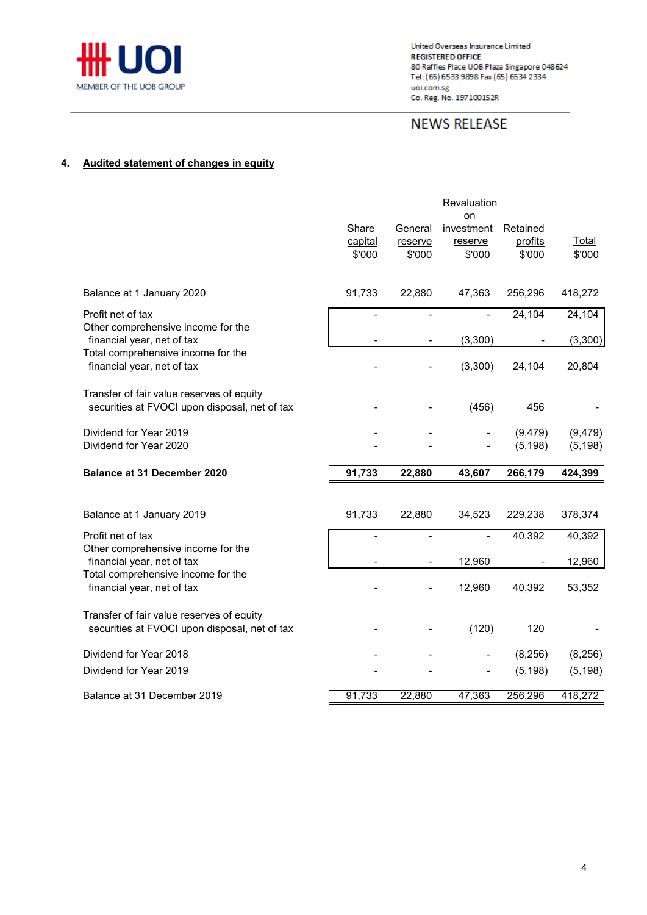United Overseas Insurance Limited
**REGISTERED OFFICE**
80 Raffles Place UOB Plaza Singapore 048624
Tel: (65) 6533 9898 Fax (65) 6534 2334
uoi.com.sg
Co. Reg. No. 197100152R

NEWS RELEASE

## 4. Audited statement of changes in equity

| | Share capital $'000 | General reserve $'000 | Revaluation on investment reserve $'000 | Retained profits $'000 | Total $'000 |
|---|---|---|---|---|---|
| Balance at 1 January 2020 | 91,733 | 22,880 | 47,363 | 256,296 | 418,272 |
| Profit net of tax | - | - | - | 24,104 | 24,104 |
| Other comprehensive income for the financial year, net of tax | - | - | (3,300) | - | (3,300) |
| Total comprehensive income for the financial year, net of tax | - | - | (3,300) | 24,104 | 20,804 |
| Transfer of fair value reserves of equity securities at FVOCI upon disposal, net of tax | - | - | (456) | 456 | - |
| Dividend for Year 2019 | - | - | - | (9,479) | (9,479) |
| Dividend for Year 2020 | - | - | - | (5,198) | (5,198) |
| **Balance at 31 December 2020** | **91,733** | **22,880** | **43,607** | **266,179** | **424,399** |
| | | | | | |
| Balance at 1 January 2019 | 91,733 | 22,880 | 34,523 | 229,238 | 378,374 |
| Profit net of tax | - | - | - | 40,392 | 40,392 |
| Other comprehensive income for the financial year, net of tax | - | - | 12,960 | - | 12,960 |
| Total comprehensive income for the financial year, net of tax | - | - | 12,960 | 40,392 | 53,352 |
| Transfer of fair value reserves of equity securities at FVOCI upon disposal, net of tax | - | - | (120) | 120 | - |
| Dividend for Year 2018 | - | - | - | (8,256) | (8,256) |
| Dividend for Year 2019 | - | - | - | (5,198) | (5,198) |
| Balance at 31 December 2019 | 91,733 | 22,880 | 47,363 | 256,296 | 418,272 |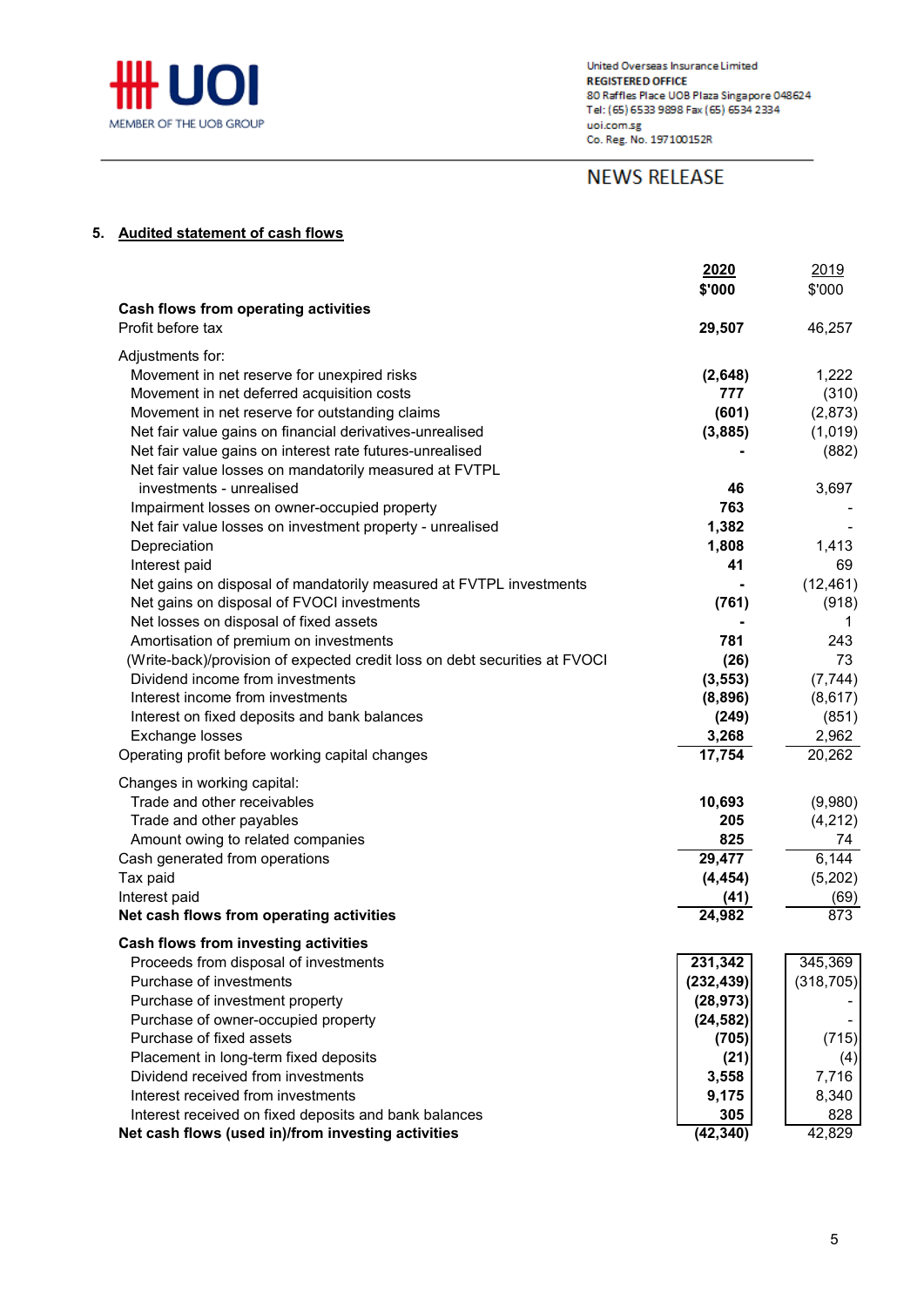United Overseas Insurance Limited
**REGISTERED OFFICE**
80 Raffles Place UOB Plaza Singapore 048624
Tel: (65) 6533 9898 Fax (65) 6534 2334
uoi.com.sg
Co. Reg. No. 197100152R

NEWS RELEASE

## 5. Audited statement of cash flows

| | 2020 $'000 | 2019 $'000 |
|---|---|---|
| **Cash flows from operating activities** | | |
| Profit before tax | **29,507** | 46,257 |
| Adjustments for: | | |
| Movement in net reserve for unexpired risks | **(2,648)** | 1,222 |
| Movement in net deferred acquisition costs | **777** | (310) |
| Movement in net reserve for outstanding claims | **(601)** | (2,873) |
| Net fair value gains on financial derivatives-unrealised | **(3,885)** | (1,019) |
| Net fair value gains on interest rate futures-unrealised | **-** | (882) |
| Net fair value losses on mandatorily measured at FVTPL investments - unrealised | **46** | 3,697 |
| Impairment losses on owner-occupied property | **763** | - |
| Net fair value losses on investment property - unrealised | **1,382** | - |
| Depreciation | **1,808** | 1,413 |
| Interest paid | **41** | 69 |
| Net gains on disposal of mandatorily measured at FVTPL investments | **-** | (12,461) |
| Net gains on disposal of FVOCI investments | **(761)** | (918) |
| Net losses on disposal of fixed assets | **-** | 1 |
| Amortisation of premium on investments | **781** | 243 |
| (Write-back)/provision of expected credit loss on debt securities at FVOCI | **(26)** | 73 |
| Dividend income from investments | **(3,553)** | (7,744) |
| Interest income from investments | **(8,896)** | (8,617) |
| Interest on fixed deposits and bank balances | **(249)** | (851) |
| Exchange losses | **3,268** | 2,962 |
| Operating profit before working capital changes | **17,754** | 20,262 |
| Changes in working capital: | | |
| Trade and other receivables | **10,693** | (9,980) |
| Trade and other payables | **205** | (4,212) |
| Amount owing to related companies | **825** | 74 |
| Cash generated from operations | **29,477** | 6,144 |
| Tax paid | **(4,454)** | (5,202) |
| Interest paid | **(41)** | (69) |
| **Net cash flows from operating activities** | **24,982** | 873 |
| **Cash flows from investing activities** | | |
| Proceeds from disposal of investments | **231,342** | 345,369 |
| Purchase of investments | **(232,439)** | (318,705) |
| Purchase of investment property | **(28,973)** | - |
| Purchase of owner-occupied property | **(24,582)** | - |
| Purchase of fixed assets | **(705)** | (715) |
| Placement in long-term fixed deposits | **(21)** | (4) |
| Dividend received from investments | **3,558** | 7,716 |
| Interest received from investments | **9,175** | 8,340 |
| Interest received on fixed deposits and bank balances | **305** | 828 |
| **Net cash flows (used in)/from investing activities** | **(42,340)** | 42,829 |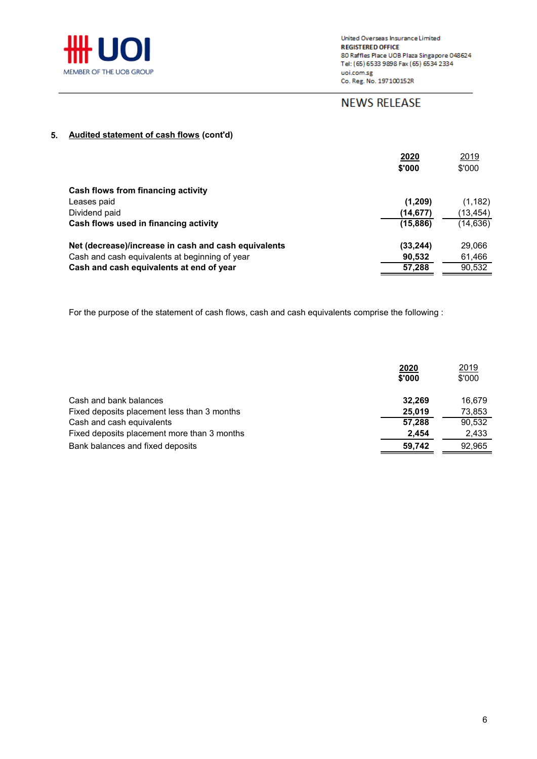5. **Audited statement of cash flows (cont'd)**

| | **2020** **$'000** | 2019 $'000 |
|---|---|---|
| **Cash flows from financing activity** | | |
| Leases paid | **(1,209)** | (1,182) |
| Dividend paid | **(14,677)** | (13,454) |
| **Cash flows used in financing activity** | **(15,886)** | (14,636) |
| | | |
| **Net (decrease)/increase in cash and cash equivalents** | **(33,244)** | 29,066 |
| Cash and cash equivalents at beginning of year | **90,532** | 61,466 |
| **Cash and cash equivalents at end of year** | **57,288** | 90,532 |

For the purpose of the statement of cash flows, cash and cash equivalents comprise the following :

| | **2020** **$'000** | 2019 $'000 |
|---|---|---|
| Cash and bank balances | **32,269** | 16,679 |
| Fixed deposits placement less than 3 months | **25,019** | 73,853 |
| Cash and cash equivalents | **57,288** | 90,532 |
| Fixed deposits placement more than 3 months | **2,454** | 2,433 |
| Bank balances and fixed deposits | **59,742** | 92,965 |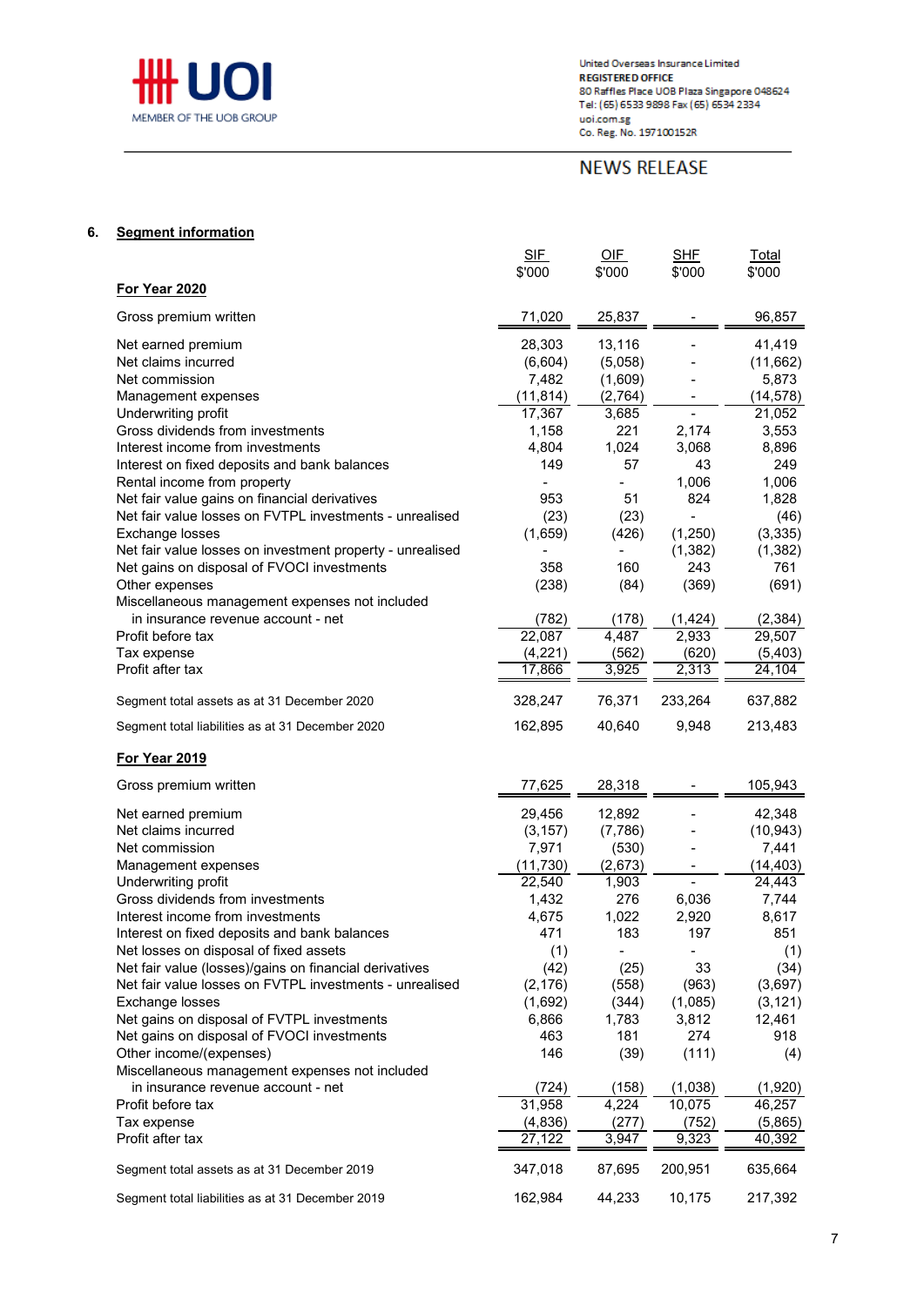## 6. Segment information

| | SIF $'000 | OIF $'000 | SHF $'000 | Total $'000 |
|---|---|---|---|---|
| **For Year 2020** | | | | |
| Gross premium written | 71,020 | 25,837 | - | 96,857 |
| Net earned premium | 28,303 | 13,116 | - | 41,419 |
| Net claims incurred | (6,604) | (5,058) | - | (11,662) |
| Net commission | 7,482 | (1,609) | - | 5,873 |
| Management expenses | (11,814) | (2,764) | - | (14,578) |
| Underwriting profit | 17,367 | 3,685 | - | 21,052 |
| Gross dividends from investments | 1,158 | 221 | 2,174 | 3,553 |
| Interest income from investments | 4,804 | 1,024 | 3,068 | 8,896 |
| Interest on fixed deposits and bank balances | 149 | 57 | 43 | 249 |
| Rental income from property | - | - | 1,006 | 1,006 |
| Net fair value gains on financial derivatives | 953 | 51 | 824 | 1,828 |
| Net fair value losses on FVTPL investments - unrealised | (23) | (23) | - | (46) |
| Exchange losses | (1,659) | (426) | (1,250) | (3,335) |
| Net fair value losses on investment property - unrealised | - | - | (1,382) | (1,382) |
| Net gains on disposal of FVOCI investments | 358 | 160 | 243 | 761 |
| Other expenses | (238) | (84) | (369) | (691) |
| Miscellaneous management expenses not included in insurance revenue account - net | (782) | (178) | (1,424) | (2,384) |
| Profit before tax | 22,087 | 4,487 | 2,933 | 29,507 |
| Tax expense | (4,221) | (562) | (620) | (5,403) |
| Profit after tax | 17,866 | 3,925 | 2,313 | 24,104 |
| Segment total assets as at 31 December 2020 | 328,247 | 76,371 | 233,264 | 637,882 |
| Segment total liabilities as at 31 December 2020 | 162,895 | 40,640 | 9,948 | 213,483 |
| **For Year 2019** | | | | |
| Gross premium written | 77,625 | 28,318 | - | 105,943 |
| Net earned premium | 29,456 | 12,892 | - | 42,348 |
| Net claims incurred | (3,157) | (7,786) | - | (10,943) |
| Net commission | 7,971 | (530) | - | 7,441 |
| Management expenses | (11,730) | (2,673) | - | (14,403) |
| Underwriting profit | 22,540 | 1,903 | - | 24,443 |
| Gross dividends from investments | 1,432 | 276 | 6,036 | 7,744 |
| Interest income from investments | 4,675 | 1,022 | 2,920 | 8,617 |
| Interest on fixed deposits and bank balances | 471 | 183 | 197 | 851 |
| Net losses on disposal of fixed assets | (1) | - | - | (1) |
| Net fair value (losses)/gains on financial derivatives | (42) | (25) | 33 | (34) |
| Net fair value losses on FVTPL investments - unrealised | (2,176) | (558) | (963) | (3,697) |
| Exchange losses | (1,692) | (344) | (1,085) | (3,121) |
| Net gains on disposal of FVTPL investments | 6,866 | 1,783 | 3,812 | 12,461 |
| Net gains on disposal of FVOCI investments | 463 | 181 | 274 | 918 |
| Other income/(expenses) | 146 | (39) | (111) | (4) |
| Miscellaneous management expenses not included in insurance revenue account - net | (724) | (158) | (1,038) | (1,920) |
| Profit before tax | 31,958 | 4,224 | 10,075 | 46,257 |
| Tax expense | (4,836) | (277) | (752) | (5,865) |
| Profit after tax | 27,122 | 3,947 | 9,323 | 40,392 |
| Segment total assets as at 31 December 2019 | 347,018 | 87,695 | 200,951 | 635,664 |
| Segment total liabilities as at 31 December 2019 | 162,984 | 44,233 | 10,175 | 217,392 |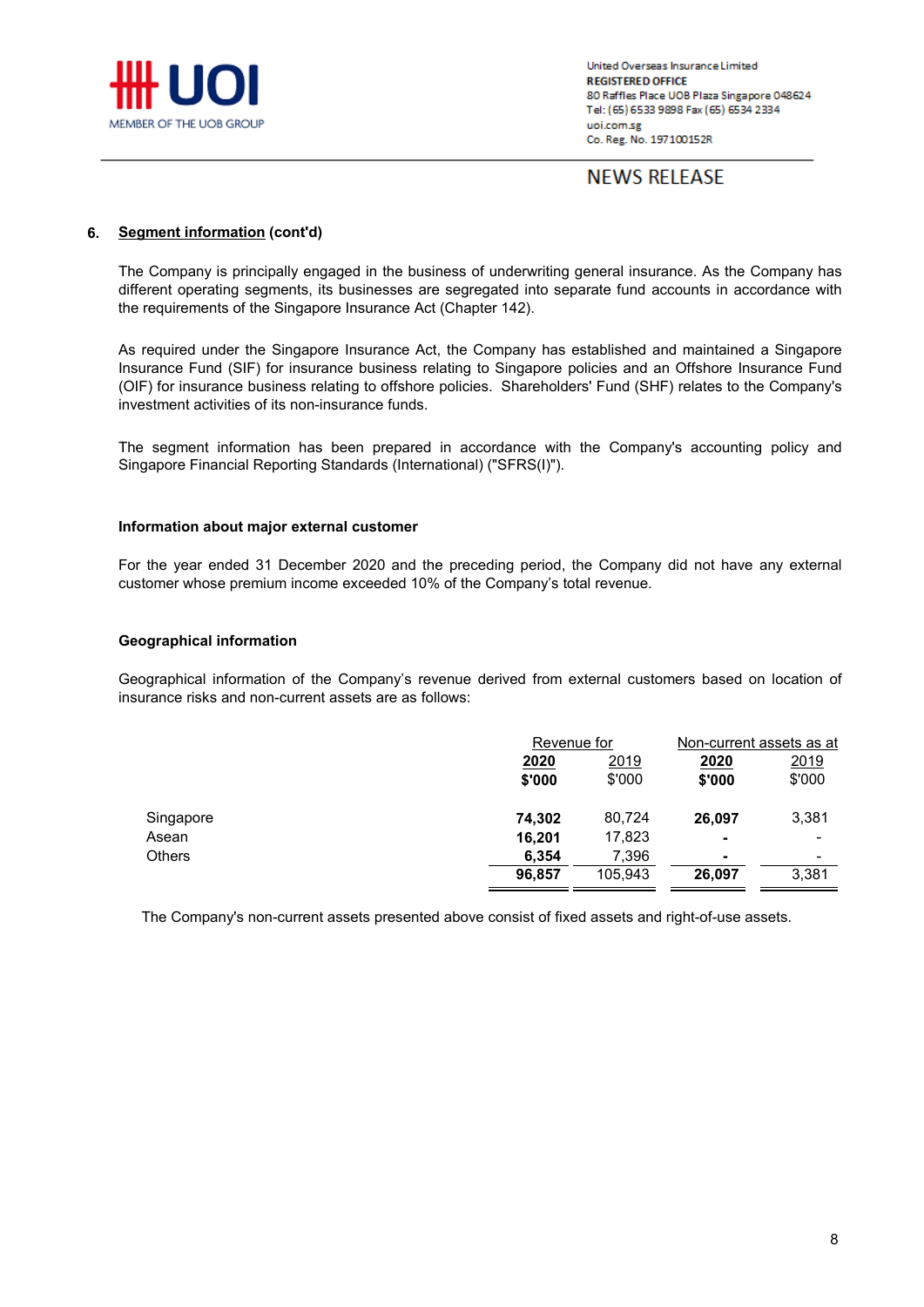### 6. Segment information (cont'd)

The Company is principally engaged in the business of underwriting general insurance. As the Company has different operating segments, its businesses are segregated into separate fund accounts in accordance with the requirements of the Singapore Insurance Act (Chapter 142).

As required under the Singapore Insurance Act, the Company has established and maintained a Singapore Insurance Fund (SIF) for insurance business relating to Singapore policies and an Offshore Insurance Fund (OIF) for insurance business relating to offshore policies. Shareholders' Fund (SHF) relates to the Company's investment activities of its non-insurance funds.

The segment information has been prepared in accordance with the Company's accounting policy and Singapore Financial Reporting Standards (International) ("SFRS(I)").

#### Information about major external customer

For the year ended 31 December 2020 and the preceding period, the Company did not have any external customer whose premium income exceeded 10% of the Company's total revenue.

#### Geographical information

Geographical information of the Company's revenue derived from external customers based on location of insurance risks and non-current assets are as follows:

| | Revenue for | | Non-current assets as at | |
|---|---|---|---|---|
| | **2020** | 2019 | **2020** | 2019 |
| | **$'000** | $'000 | **$'000** | $'000 |
| Singapore | **74,302** | 80,724 | **26,097** | 3,381 |
| Asean | **16,201** | 17,823 | **-** | - |
| Others | **6,354** | 7,396 | **-** | - |
| | **96,857** | 105,943 | **26,097** | 3,381 |

The Company's non-current assets presented above consist of fixed assets and right-of-use assets.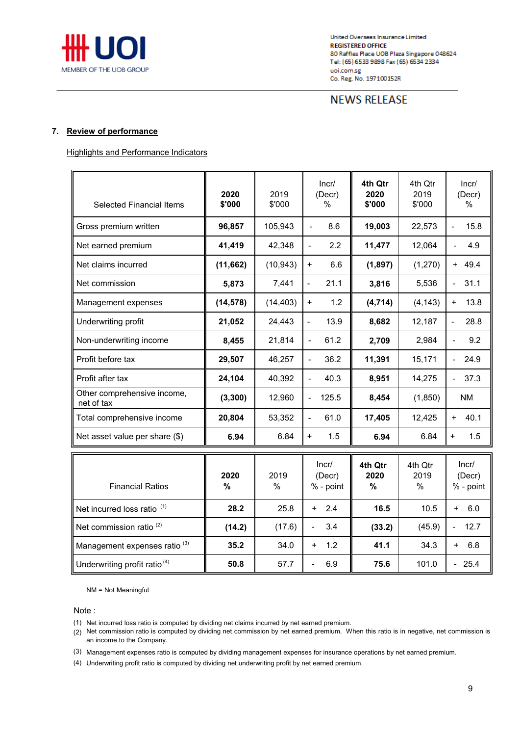## 7. Review of performance

Highlights and Performance Indicators

| Selected Financial Items | 2020 $'000 | 2019 $'000 | Incr/ (Decr) % | 4th Qtr 2020 $'000 | 4th Qtr 2019 $'000 | Incr/ (Decr) % |
|---|---|---|---|---|---|---|
| Gross premium written | **96,857** | 105,943 | - 8.6 | **19,003** | 22,573 | - 15.8 |
| Net earned premium | **41,419** | 42,348 | - 2.2 | **11,477** | 12,064 | - 4.9 |
| Net claims incurred | **(11,662)** | (10,943) | + 6.6 | **(1,897)** | (1,270) | + 49.4 |
| Net commission | **5,873** | 7,441 | - 21.1 | **3,816** | 5,536 | - 31.1 |
| Management expenses | **(14,578)** | (14,403) | + 1.2 | **(4,714)** | (4,143) | + 13.8 |
| Underwriting profit | **21,052** | 24,443 | - 13.9 | **8,682** | 12,187 | - 28.8 |
| Non-underwriting income | **8,455** | 21,814 | - 61.2 | **2,709** | 2,984 | - 9.2 |
| Profit before tax | **29,507** | 46,257 | - 36.2 | **11,391** | 15,171 | - 24.9 |
| Profit after tax | **24,104** | 40,392 | - 40.3 | **8,951** | 14,275 | - 37.3 |
| Other comprehensive income, net of tax | **(3,300)** | 12,960 | - 125.5 | **8,454** | (1,850) | NM |
| Total comprehensive income | **20,804** | 53,352 | - 61.0 | **17,405** | 12,425 | + 40.1 |
| Net asset value per share ($) | **6.94** | 6.84 | + 1.5 | **6.94** | 6.84 | + 1.5 |

| Financial Ratios | 2020 % | 2019 % | Incr/ (Decr) % - point | 4th Qtr 2020 % | 4th Qtr 2019 % | Incr/ (Decr) % - point |
|---|---|---|---|---|---|---|
| Net incurred loss ratio (1) | **28.2** | 25.8 | + 2.4 | **16.5** | 10.5 | + 6.0 |
| Net commission ratio (2) | **(14.2)** | (17.6) | - 3.4 | **(33.2)** | (45.9) | - 12.7 |
| Management expenses ratio (3) | **35.2** | 34.0 | + 1.2 | **41.1** | 34.3 | + 6.8 |
| Underwriting profit ratio (4) | **50.8** | 57.7 | - 6.9 | **75.6** | 101.0 | - 25.4 |

NM = Not Meaningful

Note :

(1) Net incurred loss ratio is computed by dividing net claims incurred by net earned premium.

(2) Net commission ratio is computed by dividing net commission by net earned premium. When this ratio is in negative, net commission is an income to the Company.

(3) Management expenses ratio is computed by dividing management expenses for insurance operations by net earned premium.

(4) Underwriting profit ratio is computed by dividing net underwriting profit by net earned premium.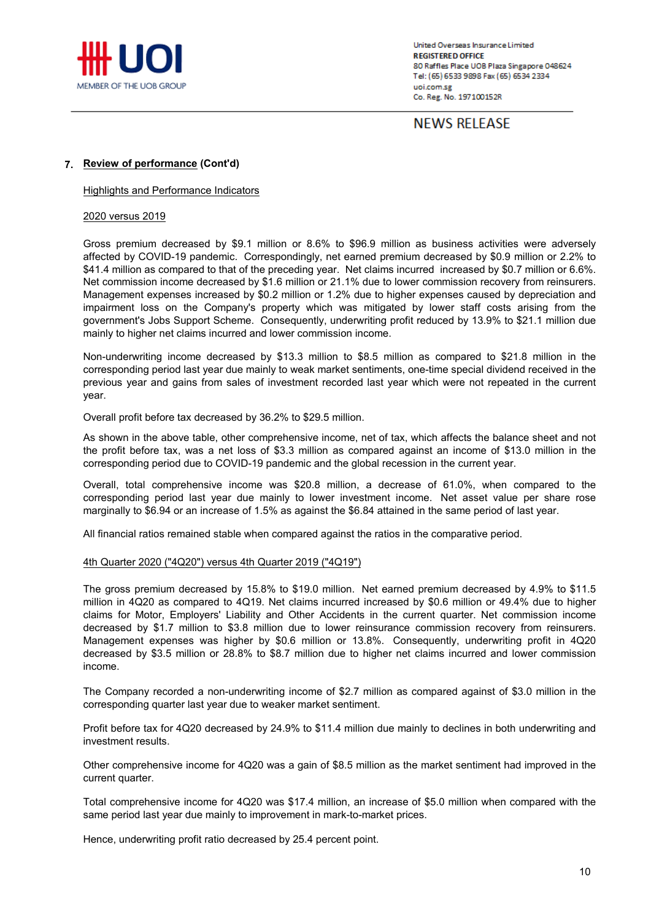**7. Review of performance (Cont'd)**

Highlights and Performance Indicators

2020 versus 2019

Gross premium decreased by $9.1 million or 8.6% to $96.9 million as business activities were adversely affected by COVID-19 pandemic. Correspondingly, net earned premium decreased by $0.9 million or 2.2% to $41.4 million as compared to that of the preceding year. Net claims incurred increased by $0.7 million or 6.6%. Net commission income decreased by $1.6 million or 21.1% due to lower commission recovery from reinsurers. Management expenses increased by $0.2 million or 1.2% due to higher expenses caused by depreciation and impairment loss on the Company's property which was mitigated by lower staff costs arising from the government's Jobs Support Scheme. Consequently, underwriting profit reduced by 13.9% to $21.1 million due mainly to higher net claims incurred and lower commission income.

Non-underwriting income decreased by $13.3 million to $8.5 million as compared to $21.8 million in the corresponding period last year due mainly to weak market sentiments, one-time special dividend received in the previous year and gains from sales of investment recorded last year which were not repeated in the current year.

Overall profit before tax decreased by 36.2% to $29.5 million.

As shown in the above table, other comprehensive income, net of tax, which affects the balance sheet and not the profit before tax, was a net loss of $3.3 million as compared against an income of $13.0 million in the corresponding period due to COVID-19 pandemic and the global recession in the current year.

Overall, total comprehensive income was $20.8 million, a decrease of 61.0%, when compared to the corresponding period last year due mainly to lower investment income. Net asset value per share rose marginally to $6.94 or an increase of 1.5% as against the $6.84 attained in the same period of last year.

All financial ratios remained stable when compared against the ratios in the comparative period.

4th Quarter 2020 ("4Q20") versus 4th Quarter 2019 ("4Q19")

The gross premium decreased by 15.8% to $19.0 million. Net earned premium decreased by 4.9% to $11.5 million in 4Q20 as compared to 4Q19. Net claims incurred increased by $0.6 million or 49.4% due to higher claims for Motor, Employers' Liability and Other Accidents in the current quarter. Net commission income decreased by $1.7 million to $3.8 million due to lower reinsurance commission recovery from reinsurers. Management expenses was higher by $0.6 million or 13.8%. Consequently, underwriting profit in 4Q20 decreased by $3.5 million or 28.8% to $8.7 million due to higher net claims incurred and lower commission income.

The Company recorded a non-underwriting income of $2.7 million as compared against of $3.0 million in the corresponding quarter last year due to weaker market sentiment.

Profit before tax for 4Q20 decreased by 24.9% to $11.4 million due mainly to declines in both underwriting and investment results.

Other comprehensive income for 4Q20 was a gain of $8.5 million as the market sentiment had improved in the current quarter.

Total comprehensive income for 4Q20 was $17.4 million, an increase of $5.0 million when compared with the same period last year due mainly to improvement in mark-to-market prices.

Hence, underwriting profit ratio decreased by 25.4 percent point.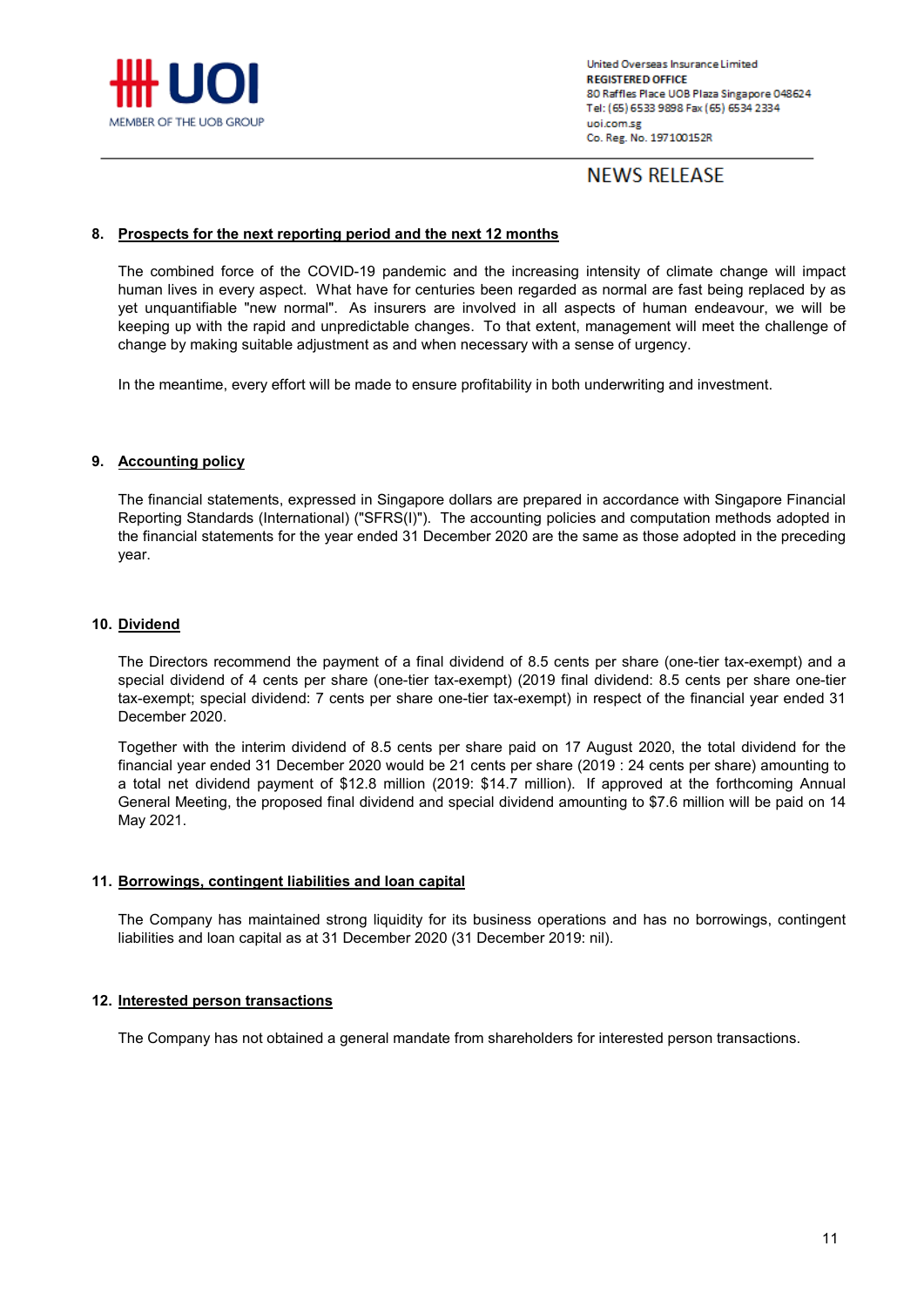## 8. Prospects for the next reporting period and the next 12 months

The combined force of the COVID-19 pandemic and the increasing intensity of climate change will impact human lives in every aspect. What have for centuries been regarded as normal are fast being replaced by as yet unquantifiable "new normal". As insurers are involved in all aspects of human endeavour, we will be keeping up with the rapid and unpredictable changes. To that extent, management will meet the challenge of change by making suitable adjustment as and when necessary with a sense of urgency.

In the meantime, every effort will be made to ensure profitability in both underwriting and investment.

## 9. Accounting policy

The financial statements, expressed in Singapore dollars are prepared in accordance with Singapore Financial Reporting Standards (International) ("SFRS(I)"). The accounting policies and computation methods adopted in the financial statements for the year ended 31 December 2020 are the same as those adopted in the preceding year.

## 10. Dividend

The Directors recommend the payment of a final dividend of 8.5 cents per share (one-tier tax-exempt) and a special dividend of 4 cents per share (one-tier tax-exempt) (2019 final dividend: 8.5 cents per share one-tier tax-exempt; special dividend: 7 cents per share one-tier tax-exempt) in respect of the financial year ended 31 December 2020.

Together with the interim dividend of 8.5 cents per share paid on 17 August 2020, the total dividend for the financial year ended 31 December 2020 would be 21 cents per share (2019 : 24 cents per share) amounting to a total net dividend payment of $12.8 million (2019: $14.7 million). If approved at the forthcoming Annual General Meeting, the proposed final dividend and special dividend amounting to $7.6 million will be paid on 14 May 2021.

## 11. Borrowings, contingent liabilities and loan capital

The Company has maintained strong liquidity for its business operations and has no borrowings, contingent liabilities and loan capital as at 31 December 2020 (31 December 2019: nil).

## 12. Interested person transactions

The Company has not obtained a general mandate from shareholders for interested person transactions.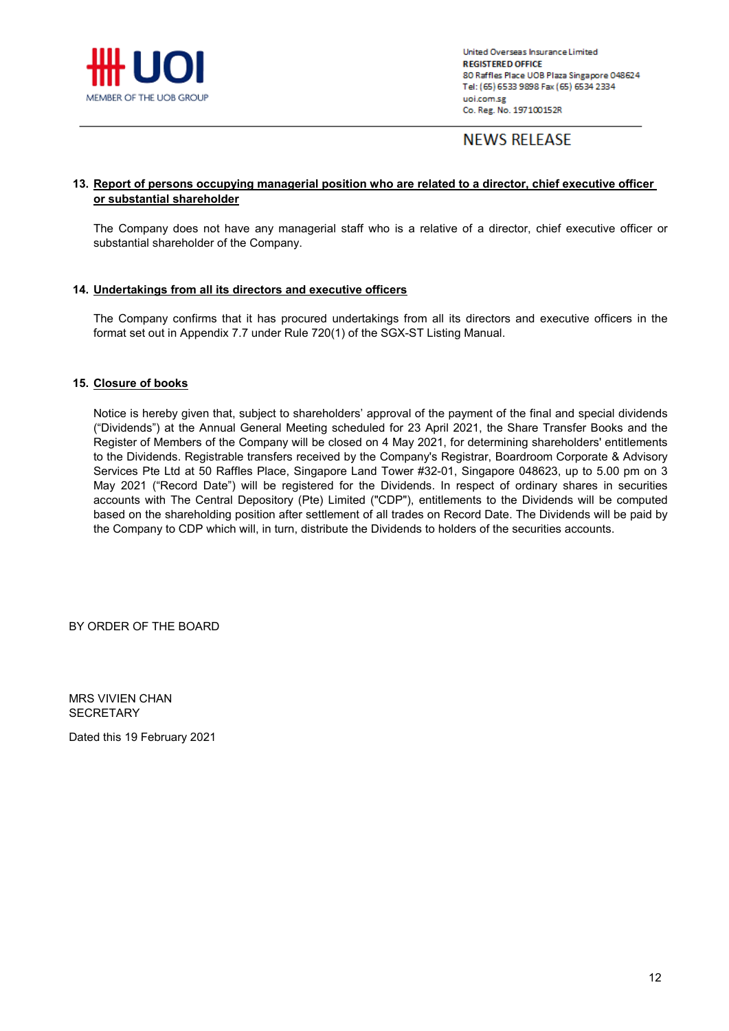United Overseas Insurance Limited
**REGISTERED OFFICE**
80 Raffles Place UOB Plaza Singapore 048624
Tel: (65) 6533 9898 Fax (65) 6534 2334
uoi.com.sg
Co. Reg. No. 197100152R

NEWS RELEASE

**13. Report of persons occupying managerial position who are related to a director, chief executive officer or substantial shareholder**

The Company does not have any managerial staff who is a relative of a director, chief executive officer or substantial shareholder of the Company.

**14. Undertakings from all its directors and executive officers**

The Company confirms that it has procured undertakings from all its directors and executive officers in the format set out in Appendix 7.7 under Rule 720(1) of the SGX-ST Listing Manual.

**15. Closure of books**

Notice is hereby given that, subject to shareholders' approval of the payment of the final and special dividends ("Dividends") at the Annual General Meeting scheduled for 23 April 2021, the Share Transfer Books and the Register of Members of the Company will be closed on 4 May 2021, for determining shareholders' entitlements to the Dividends. Registrable transfers received by the Company's Registrar, Boardroom Corporate & Advisory Services Pte Ltd at 50 Raffles Place, Singapore Land Tower #32-01, Singapore 048623, up to 5.00 pm on 3 May 2021 ("Record Date") will be registered for the Dividends. In respect of ordinary shares in securities accounts with The Central Depository (Pte) Limited ("CDP"), entitlements to the Dividends will be computed based on the shareholding position after settlement of all trades on Record Date. The Dividends will be paid by the Company to CDP which will, in turn, distribute the Dividends to holders of the securities accounts.

BY ORDER OF THE BOARD

MRS VIVIEN CHAN
SECRETARY

Dated this 19 February 2021